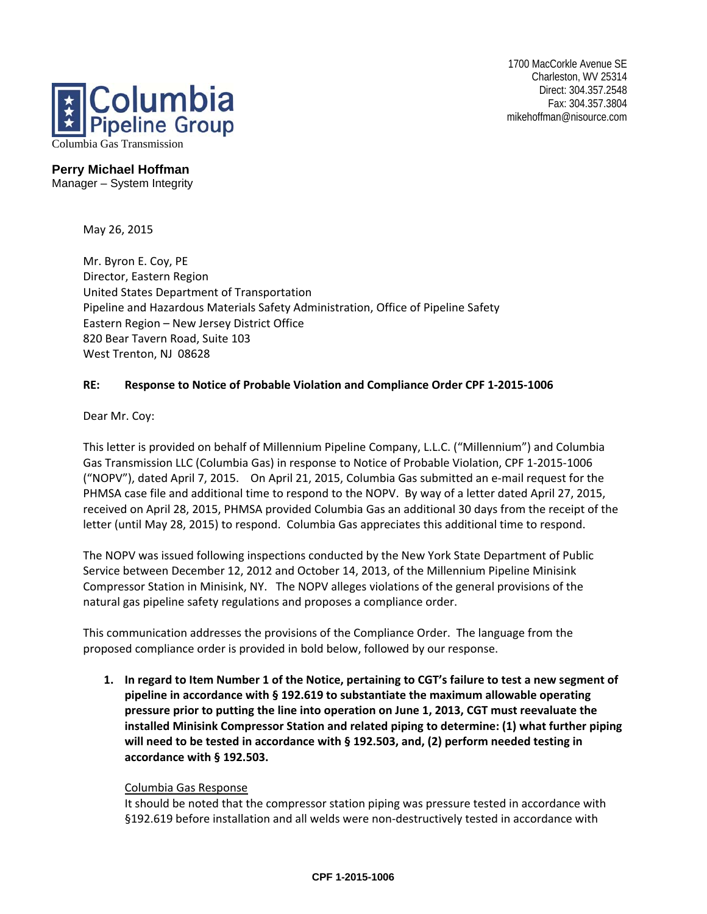Columbia Pipeline Group

Columbia Gas Transmission

1700 MacCorkle Avenue SE
Charleston, WV 25314
Direct: 304.357.2548
Fax: 304.357.3804
mikehoffman@nisource.com

**Perry Michael Hoffman**
Manager – System Integrity

May 26, 2015

Mr. Byron E. Coy, PE
Director, Eastern Region
United States Department of Transportation
Pipeline and Hazardous Materials Safety Administration, Office of Pipeline Safety
Eastern Region – New Jersey District Office
820 Bear Tavern Road, Suite 103
West Trenton, NJ 08628

**RE: Response to Notice of Probable Violation and Compliance Order CPF 1-2015-1006**

Dear Mr. Coy:

This letter is provided on behalf of Millennium Pipeline Company, L.L.C. ("Millennium") and Columbia Gas Transmission LLC (Columbia Gas) in response to Notice of Probable Violation, CPF 1-2015-1006 ("NOPV"), dated April 7, 2015. On April 21, 2015, Columbia Gas submitted an e-mail request for the PHMSA case file and additional time to respond to the NOPV. By way of a letter dated April 27, 2015, received on April 28, 2015, PHMSA provided Columbia Gas an additional 30 days from the receipt of the letter (until May 28, 2015) to respond. Columbia Gas appreciates this additional time to respond.

The NOPV was issued following inspections conducted by the New York State Department of Public Service between December 12, 2012 and October 14, 2013, of the Millennium Pipeline Minisink Compressor Station in Minisink, NY. The NOPV alleges violations of the general provisions of the natural gas pipeline safety regulations and proposes a compliance order.

This communication addresses the provisions of the Compliance Order. The language from the proposed compliance order is provided in bold below, followed by our response.

1. **In regard to Item Number 1 of the Notice, pertaining to CGT's failure to test a new segment of pipeline in accordance with § 192.619 to substantiate the maximum allowable operating pressure prior to putting the line into operation on June 1, 2013, CGT must reevaluate the installed Minisink Compressor Station and related piping to determine: (1) what further piping will need to be tested in accordance with § 192.503, and, (2) perform needed testing in accordance with § 192.503.**

   Columbia Gas Response

   It should be noted that the compressor station piping was pressure tested in accordance with §192.619 before installation and all welds were non-destructively tested in accordance with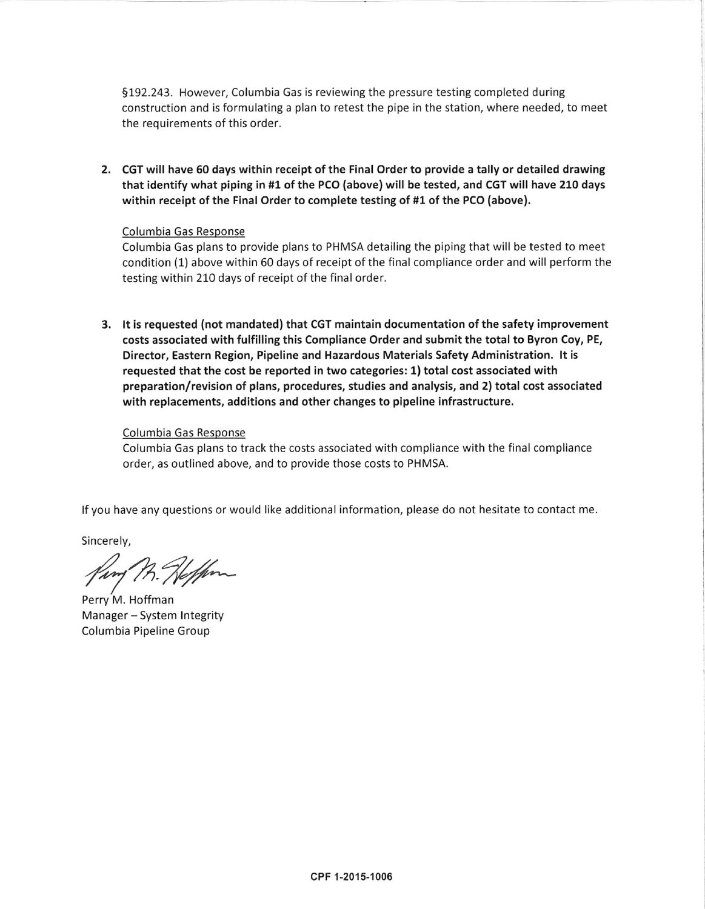§192.243. However, Columbia Gas is reviewing the pressure testing completed during construction and is formulating a plan to retest the pipe in the station, where needed, to meet the requirements of this order.

2. **CGT will have 60 days within receipt of the Final Order to provide a tally or detailed drawing that identify what piping in #1 of the PCO (above) will be tested, and CGT will have 210 days within receipt of the Final Order to complete testing of #1 of the PCO (above).**

   Columbia Gas Response
   Columbia Gas plans to provide plans to PHMSA detailing the piping that will be tested to meet condition (1) above within 60 days of receipt of the final compliance order and will perform the testing within 210 days of receipt of the final order.

3. **It is requested (not mandated) that CGT maintain documentation of the safety improvement costs associated with fulfilling this Compliance Order and submit the total to Byron Coy, PE, Director, Eastern Region, Pipeline and Hazardous Materials Safety Administration. It is requested that the cost be reported in two categories: 1) total cost associated with preparation/revision of plans, procedures, studies and analysis, and 2) total cost associated with replacements, additions and other changes to pipeline infrastructure.**

   Columbia Gas Response
   Columbia Gas plans to track the costs associated with compliance with the final compliance order, as outlined above, and to provide those costs to PHMSA.

If you have any questions or would like additional information, please do not hesitate to contact me.

Sincerely,

Perry M. Hoffman
Manager – System Integrity
Columbia Pipeline Group

CPF 1-2015-1006